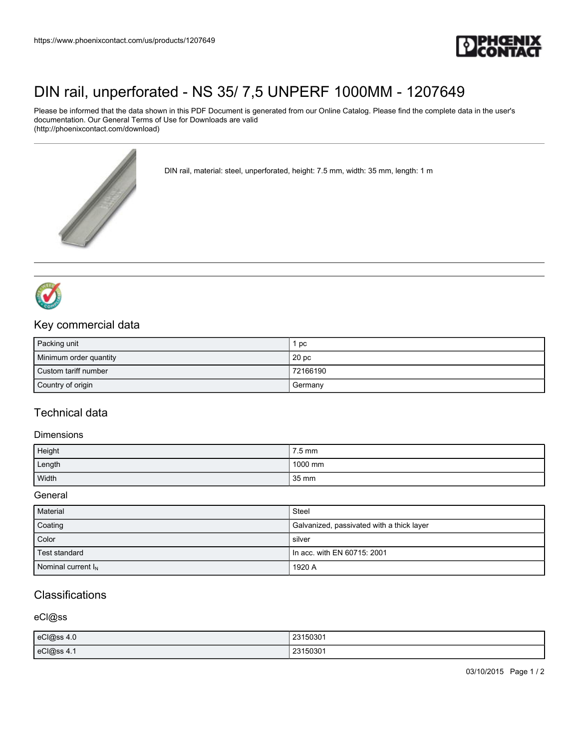# DIN rail, unperforated - NS 35/ 7,5 UNPERF 1000MM - 1207649

Please be informed that the data shown in this PDF Document is generated from our Online Catalog. Please find the complete data in the user's documentation. Our General Terms of Use for Downloads are valid (http://phoenixcontact.com/download)

DIN rail, material: steel, unperforated, height: 7.5 mm, width: 35 mm, length: 1 m

## Key commercial data

| | |
|---|---|
| Packing unit | 1 pc |
| Minimum order quantity | 20 pc |
| Custom tariff number | 72166190 |
| Country of origin | Germany |

## Technical data

### Dimensions

| | |
|---|---|
| Height | 7.5 mm |
| Length | 1000 mm |
| Width | 35 mm |

### General

| | |
|---|---|
| Material | Steel |
| Coating | Galvanized, passivated with a thick layer |
| Color | silver |
| Test standard | In acc. with EN 60715: 2001 |
| Nominal current $I_N$ | 1920 A |

## Classifications

### eCl@ss

| | |
|---|---|
| eCl@ss 4.0 | 23150301 |
| eCl@ss 4.1 | 23150301 |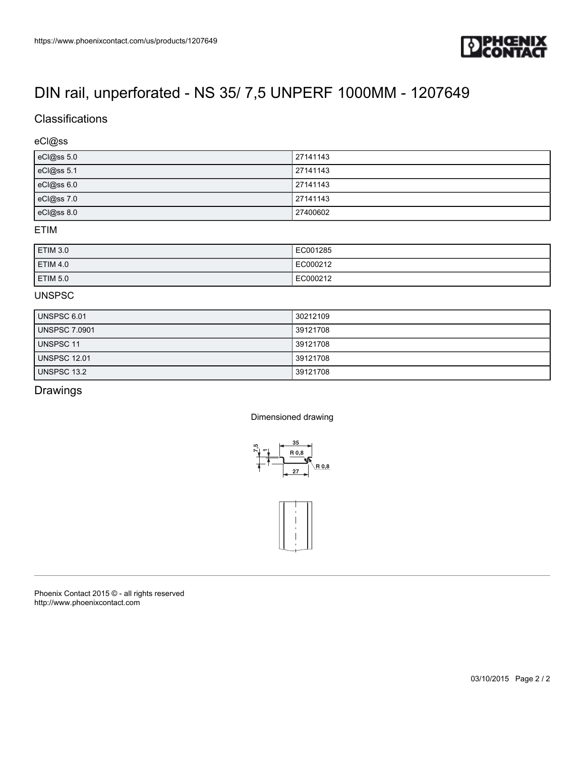# DIN rail, unperforated - NS 35/ 7,5 UNPERF 1000MM - 1207649

## Classifications

### eCl@ss

| | |
|---|---|
| eCl@ss 5.0 | 27141143 |
| eCl@ss 5.1 | 27141143 |
| eCl@ss 6.0 | 27141143 |
| eCl@ss 7.0 | 27141143 |
| eCl@ss 8.0 | 27400602 |

### ETIM

| | |
|---|---|
| ETIM 3.0 | EC001285 |
| ETIM 4.0 | EC000212 |
| ETIM 5.0 | EC000212 |

### UNSPSC

| | |
|---|---|
| UNSPSC 6.01 | 30212109 |
| UNSPSC 7.0901 | 39121708 |
| UNSPSC 11 | 39121708 |
| UNSPSC 12.01 | 39121708 |
| UNSPSC 13.2 | 39121708 |

## Drawings

Dimensioned drawing

7,5
1
35
R 0,8
R 0,8
27

Phoenix Contact 2015 © - all rights reserved
http://www.phoenixcontact.com